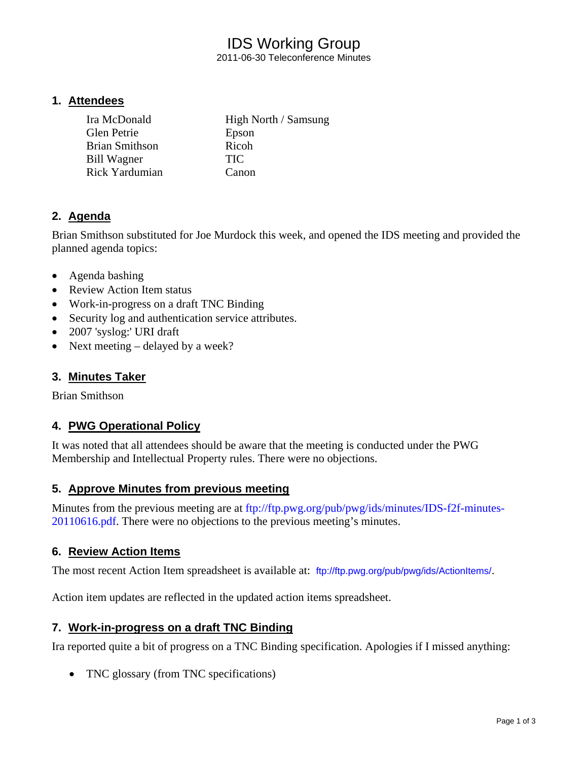# IDS Working Group

2011-06-30 Teleconference Minutes

## 1. Attendees

| | |
|---|---|
| Ira McDonald | High North / Samsung |
| Glen Petrie | Epson |
| Brian Smithson | Ricoh |
| Bill Wagner | TIC |
| Rick Yardumian | Canon |

## 2. Agenda

Brian Smithson substituted for Joe Murdock this week, and opened the IDS meeting and provided the planned agenda topics:

- Agenda bashing
- Review Action Item status
- Work-in-progress on a draft TNC Binding
- Security log and authentication service attributes.
- 2007 'syslog:' URI draft
- Next meeting – delayed by a week?

## 3. Minutes Taker

Brian Smithson

## 4. PWG Operational Policy

It was noted that all attendees should be aware that the meeting is conducted under the PWG Membership and Intellectual Property rules. There were no objections.

## 5. Approve Minutes from previous meeting

Minutes from the previous meeting are at ftp://ftp.pwg.org/pub/pwg/ids/minutes/IDS-f2f-minutes-20110616.pdf. There were no objections to the previous meeting's minutes.

## 6. Review Action Items

The most recent Action Item spreadsheet is available at: ftp://ftp.pwg.org/pub/pwg/ids/ActionItems/.

Action item updates are reflected in the updated action items spreadsheet.

## 7. Work-in-progress on a draft TNC Binding

Ira reported quite a bit of progress on a TNC Binding specification. Apologies if I missed anything:

- TNC glossary (from TNC specifications)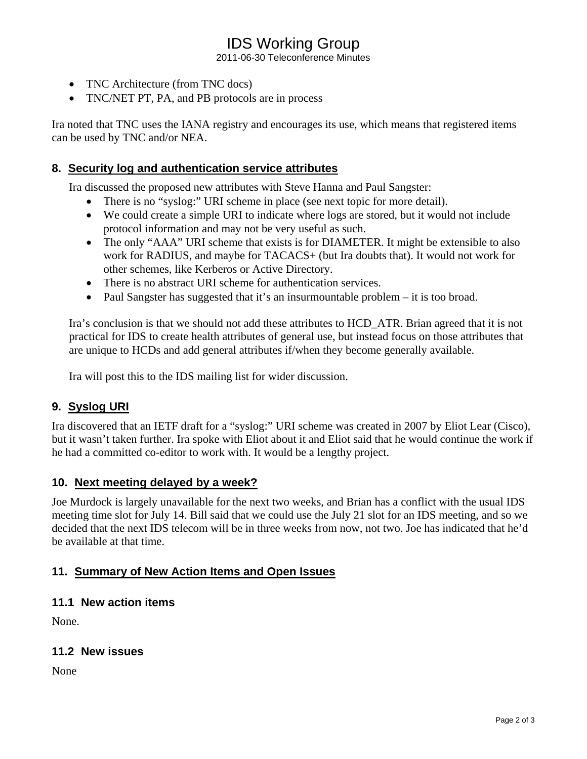- TNC Architecture (from TNC docs)
- TNC/NET PT, PA, and PB protocols are in process

Ira noted that TNC uses the IANA registry and encourages its use, which means that registered items can be used by TNC and/or NEA.

## 8. Security log and authentication service attributes

Ira discussed the proposed new attributes with Steve Hanna and Paul Sangster:

- There is no “syslog:” URI scheme in place (see next topic for more detail).
- We could create a simple URI to indicate where logs are stored, but it would not include protocol information and may not be very useful as such.
- The only “AAA” URI scheme that exists is for DIAMETER. It might be extensible to also work for RADIUS, and maybe for TACACS+ (but Ira doubts that). It would not work for other schemes, like Kerberos or Active Directory.
- There is no abstract URI scheme for authentication services.
- Paul Sangster has suggested that it’s an insurmountable problem – it is too broad.

Ira’s conclusion is that we should not add these attributes to HCD_ATR. Brian agreed that it is not practical for IDS to create health attributes of general use, but instead focus on those attributes that are unique to HCDs and add general attributes if/when they become generally available.

Ira will post this to the IDS mailing list for wider discussion.

## 9. Syslog URI

Ira discovered that an IETF draft for a “syslog:” URI scheme was created in 2007 by Eliot Lear (Cisco), but it wasn’t taken further. Ira spoke with Eliot about it and Eliot said that he would continue the work if he had a committed co-editor to work with. It would be a lengthy project.

## 10. Next meeting delayed by a week?

Joe Murdock is largely unavailable for the next two weeks, and Brian has a conflict with the usual IDS meeting time slot for July 14. Bill said that we could use the July 21 slot for an IDS meeting, and so we decided that the next IDS telecom will be in three weeks from now, not two. Joe has indicated that he’d be available at that time.

## 11. Summary of New Action Items and Open Issues

### 11.1 New action items

None.

### 11.2 New issues

None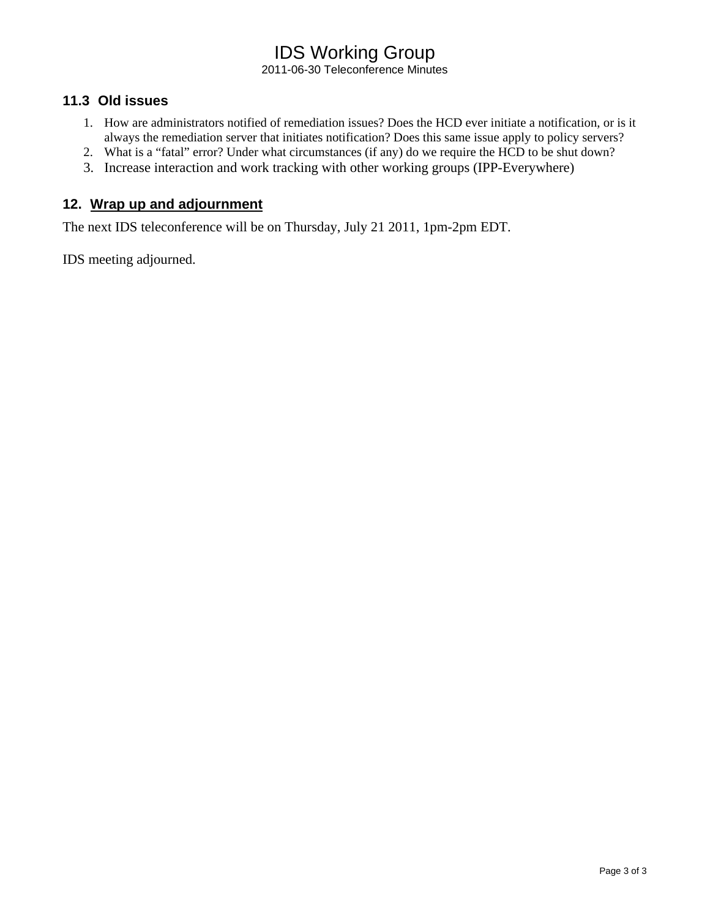### 11.3 Old issues

1. How are administrators notified of remediation issues? Does the HCD ever initiate a notification, or is it always the remediation server that initiates notification? Does this same issue apply to policy servers?
2. What is a “fatal” error? Under what circumstances (if any) do we require the HCD to be shut down?
3. Increase interaction and work tracking with other working groups (IPP-Everywhere)

## 12. Wrap up and adjournment

The next IDS teleconference will be on Thursday, July 21 2011, 1pm-2pm EDT.

IDS meeting adjourned.